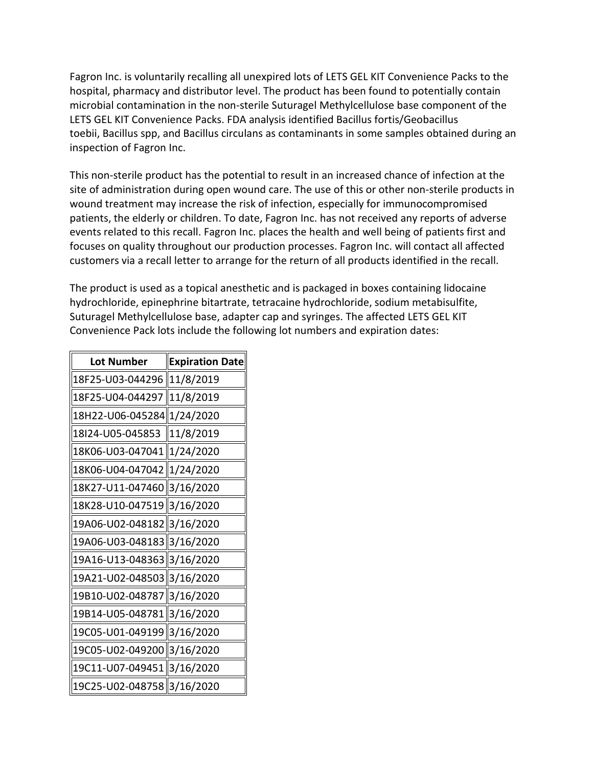Fagron Inc. is voluntarily recalling all unexpired lots of LETS GEL KIT Convenience Packs to the hospital, pharmacy and distributor level. The product has been found to potentially contain microbial contamination in the non-sterile Suturagel Methylcellulose base component of the LETS GEL KIT Convenience Packs. FDA analysis identified Bacillus fortis/Geobacillus toebii, Bacillus spp, and Bacillus circulans as contaminants in some samples obtained during an inspection of Fagron Inc.

This non-sterile product has the potential to result in an increased chance of infection at the site of administration during open wound care. The use of this or other non-sterile products in wound treatment may increase the risk of infection, especially for immunocompromised patients, the elderly or children. To date, Fagron Inc. has not received any reports of adverse events related to this recall. Fagron Inc. places the health and well being of patients first and focuses on quality throughout our production processes. Fagron Inc. will contact all affected customers via a recall letter to arrange for the return of all products identified in the recall.

The product is used as a topical anesthetic and is packaged in boxes containing lidocaine hydrochloride, epinephrine bitartrate, tetracaine hydrochloride, sodium metabisulfite, Suturagel Methylcellulose base, adapter cap and syringes. The affected LETS GEL KIT Convenience Pack lots include the following lot numbers and expiration dates:

| Lot Number | Expiration Date |
|---|---|
| 18F25-U03-044296 | 11/8/2019 |
| 18F25-U04-044297 | 11/8/2019 |
| 18H22-U06-045284 | 1/24/2020 |
| 18I24-U05-045853 | 11/8/2019 |
| 18K06-U03-047041 | 1/24/2020 |
| 18K06-U04-047042 | 1/24/2020 |
| 18K27-U11-047460 | 3/16/2020 |
| 18K28-U10-047519 | 3/16/2020 |
| 19A06-U02-048182 | 3/16/2020 |
| 19A06-U03-048183 | 3/16/2020 |
| 19A16-U13-048363 | 3/16/2020 |
| 19A21-U02-048503 | 3/16/2020 |
| 19B10-U02-048787 | 3/16/2020 |
| 19B14-U05-048781 | 3/16/2020 |
| 19C05-U01-049199 | 3/16/2020 |
| 19C05-U02-049200 | 3/16/2020 |
| 19C11-U07-049451 | 3/16/2020 |
| 19C25-U02-048758 | 3/16/2020 |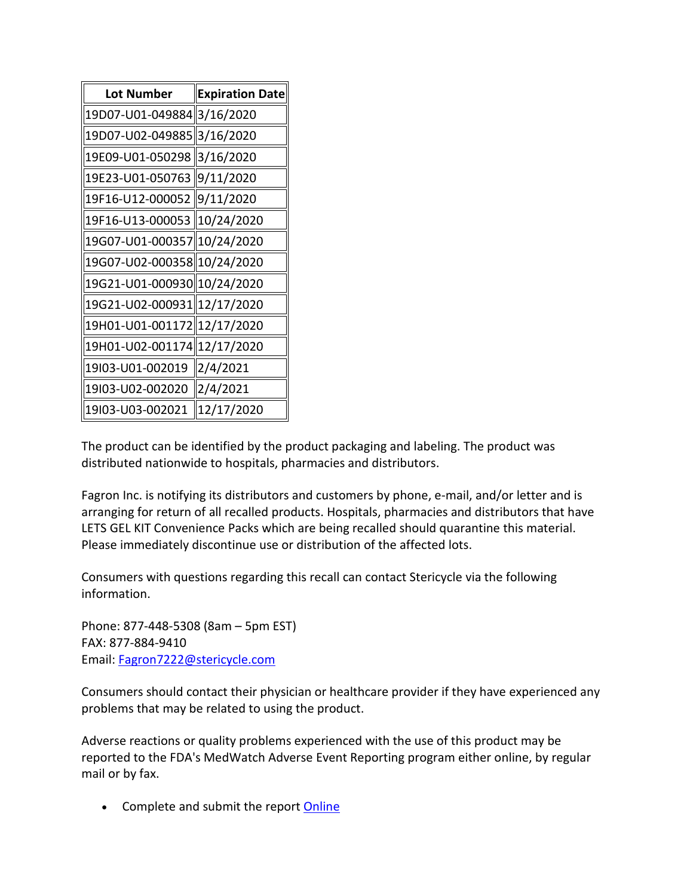| Lot Number | Expiration Date |
| --- | --- |
| 19D07-U01-049884 | 3/16/2020 |
| 19D07-U02-049885 | 3/16/2020 |
| 19E09-U01-050298 | 3/16/2020 |
| 19E23-U01-050763 | 9/11/2020 |
| 19F16-U12-000052 | 9/11/2020 |
| 19F16-U13-000053 | 10/24/2020 |
| 19G07-U01-000357 | 10/24/2020 |
| 19G07-U02-000358 | 10/24/2020 |
| 19G21-U01-000930 | 10/24/2020 |
| 19G21-U02-000931 | 12/17/2020 |
| 19H01-U01-001172 | 12/17/2020 |
| 19H01-U02-001174 | 12/17/2020 |
| 19I03-U01-002019 | 2/4/2021 |
| 19I03-U02-002020 | 2/4/2021 |
| 19I03-U03-002021 | 12/17/2020 |

The product can be identified by the product packaging and labeling. The product was distributed nationwide to hospitals, pharmacies and distributors.

Fagron Inc. is notifying its distributors and customers by phone, e-mail, and/or letter and is arranging for return of all recalled products. Hospitals, pharmacies and distributors that have LETS GEL KIT Convenience Packs which are being recalled should quarantine this material. Please immediately discontinue use or distribution of the affected lots.

Consumers with questions regarding this recall can contact Stericycle via the following information.

Phone: 877-448-5308 (8am – 5pm EST)
FAX: 877-884-9410
Email: Fagron7222@stericycle.com

Consumers should contact their physician or healthcare provider if they have experienced any problems that may be related to using the product.

Adverse reactions or quality problems experienced with the use of this product may be reported to the FDA's MedWatch Adverse Event Reporting program either online, by regular mail or by fax.

- Complete and submit the report Online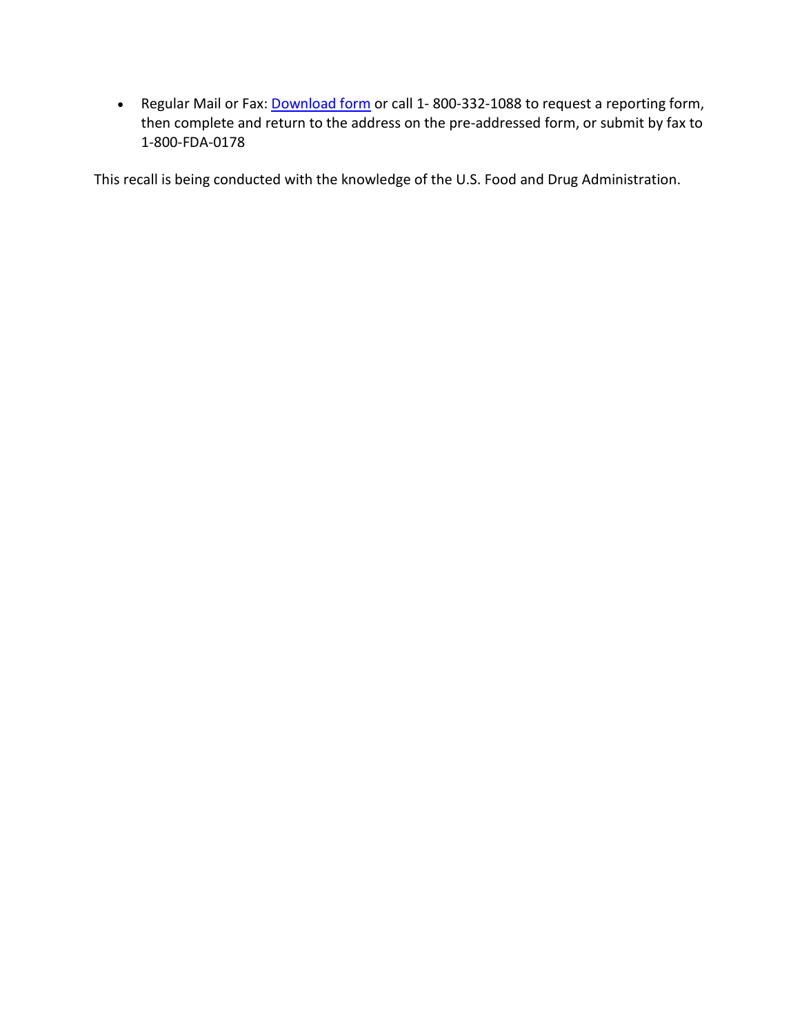- Regular Mail or Fax: Download form or call 1- 800-332-1088 to request a reporting form, then complete and return to the address on the pre-addressed form, or submit by fax to 1-800-FDA-0178

This recall is being conducted with the knowledge of the U.S. Food and Drug Administration.